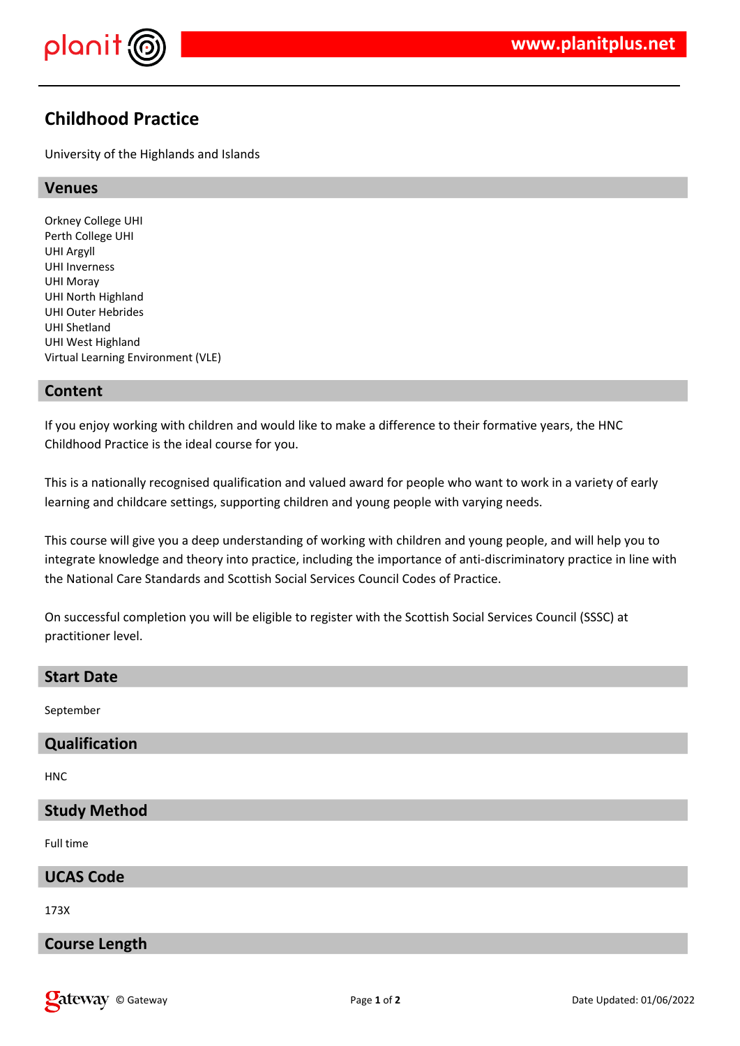# Childhood Practice

University of the Highlands and Islands

## Venues

Orkney College UHI
Perth College UHI
UHI Argyll
UHI Inverness
UHI Moray
UHI North Highland
UHI Outer Hebrides
UHI Shetland
UHI West Highland
Virtual Learning Environment (VLE)

## Content

If you enjoy working with children and would like to make a difference to their formative years, the HNC Childhood Practice is the ideal course for you.

This is a nationally recognised qualification and valued award for people who want to work in a variety of early learning and childcare settings, supporting children and young people with varying needs.

This course will give you a deep understanding of working with children and young people, and will help you to integrate knowledge and theory into practice, including the importance of anti-discriminatory practice in line with the National Care Standards and Scottish Social Services Council Codes of Practice.

On successful completion you will be eligible to register with the Scottish Social Services Council (SSSC) at practitioner level.

## Start Date

September

## Qualification

HNC

## Study Method

Full time

## UCAS Code

173X

## Course Length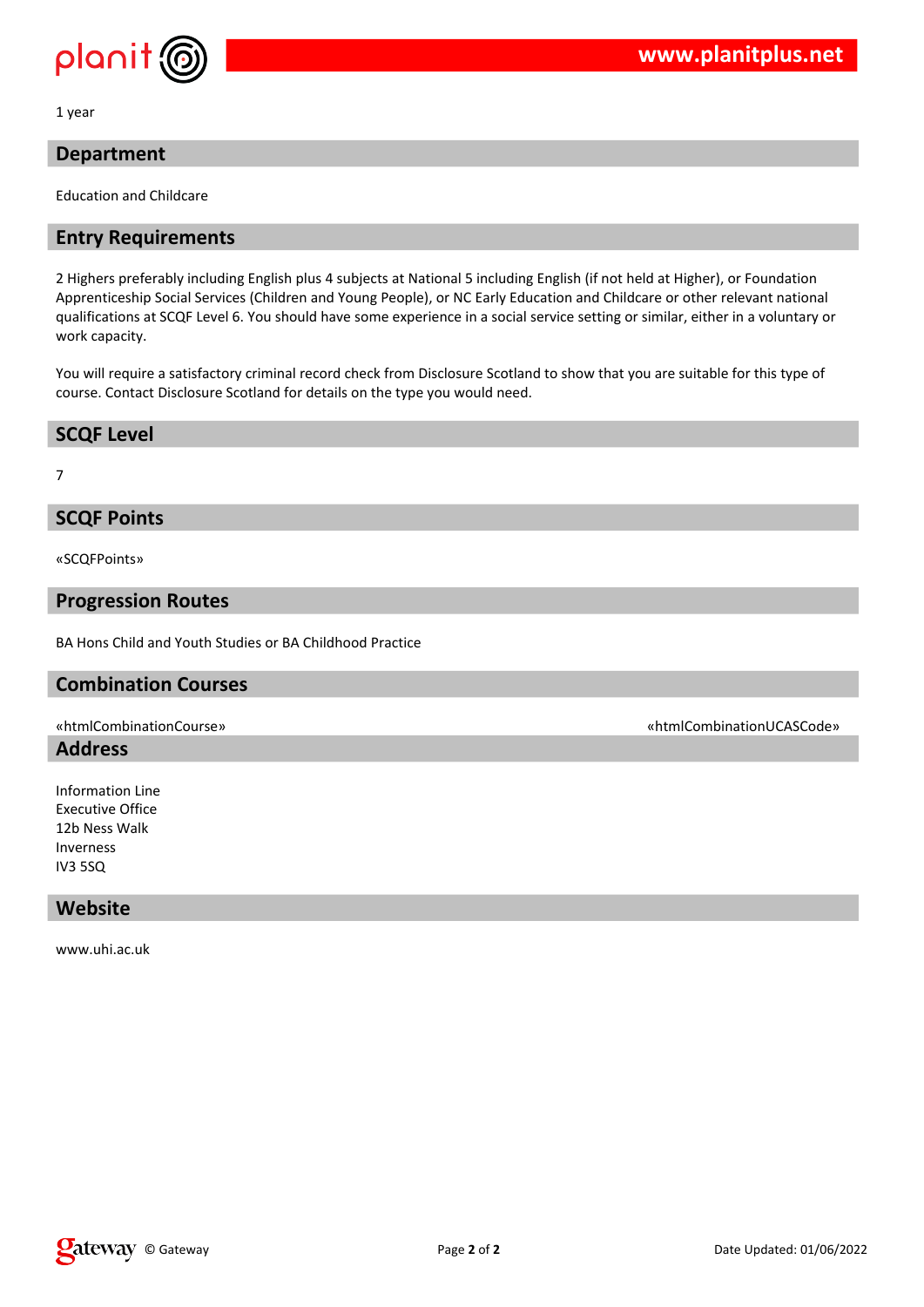1 year

## Department

Education and Childcare

## Entry Requirements

2 Highers preferably including English plus 4 subjects at National 5 including English (if not held at Higher), or Foundation Apprenticeship Social Services (Children and Young People), or NC Early Education and Childcare or other relevant national qualifications at SCQF Level 6. You should have some experience in a social service setting or similar, either in a voluntary or work capacity.

You will require a satisfactory criminal record check from Disclosure Scotland to show that you are suitable for this type of course. Contact Disclosure Scotland for details on the type you would need.

## SCQF Level

7

## SCQF Points

«SCQFPoints»

## Progression Routes

BA Hons Child and Youth Studies or BA Childhood Practice

## Combination Courses

«htmlCombinationCourse» «htmlCombinationUCASCode»

## Address

Information Line
Executive Office
12b Ness Walk
Inverness
IV3 5SQ

## Website

www.uhi.ac.uk